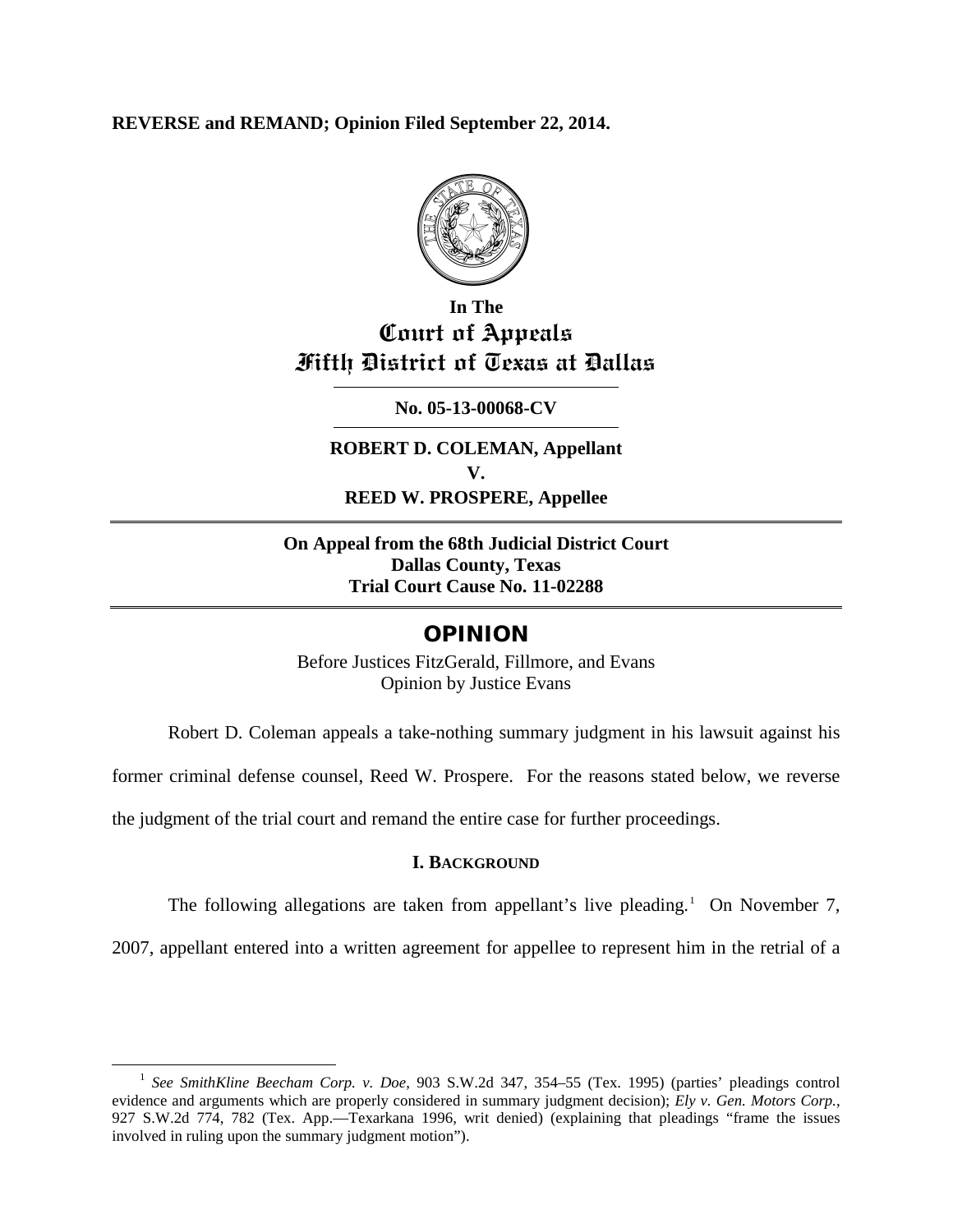**REVERSE and REMAND; Opinion Filed September 22, 2014.**

In The
Court of Appeals
Fifth District of Texas at Dallas

No. 05-13-00068-CV

**ROBERT D. COLEMAN, Appellant**
**V.**
**REED W. PROSPERE, Appellee**

**On Appeal from the 68th Judicial District Court**
**Dallas County, Texas**
**Trial Court Cause No. 11-02288**

# OPINION

Before Justices FitzGerald, Fillmore, and Evans
Opinion by Justice Evans

Robert D. Coleman appeals a take-nothing summary judgment in his lawsuit against his former criminal defense counsel, Reed W. Prospere. For the reasons stated below, we reverse the judgment of the trial court and remand the entire case for further proceedings.

## I. BACKGROUND

The following allegations are taken from appellant's live pleading.[1] On November 7, 2007, appellant entered into a written agreement for appellee to represent him in the retrial of a

---

[1] *See SmithKline Beecham Corp. v. Doe*, 903 S.W.2d 347, 354–55 (Tex. 1995) (parties' pleadings control evidence and arguments which are properly considered in summary judgment decision); *Ely v. Gen. Motors Corp.*, 927 S.W.2d 774, 782 (Tex. App.—Texarkana 1996, writ denied) (explaining that pleadings "frame the issues involved in ruling upon the summary judgment motion").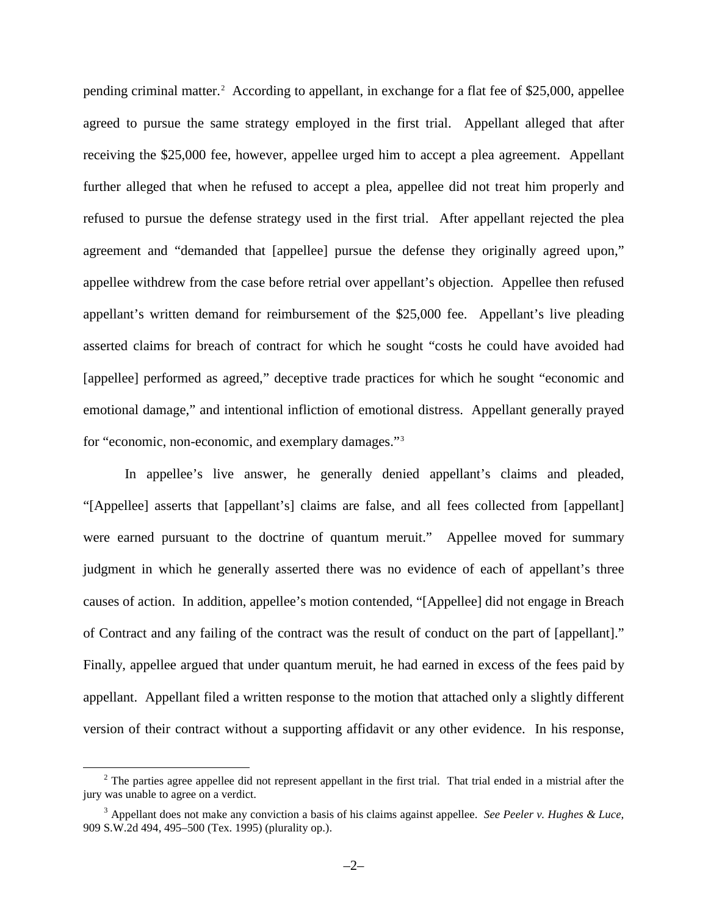pending criminal matter.[2] According to appellant, in exchange for a flat fee of $25,000, appellee agreed to pursue the same strategy employed in the first trial. Appellant alleged that after receiving the $25,000 fee, however, appellee urged him to accept a plea agreement. Appellant further alleged that when he refused to accept a plea, appellee did not treat him properly and refused to pursue the defense strategy used in the first trial. After appellant rejected the plea agreement and "demanded that [appellee] pursue the defense they originally agreed upon," appellee withdrew from the case before retrial over appellant's objection. Appellee then refused appellant's written demand for reimbursement of the $25,000 fee. Appellant's live pleading asserted claims for breach of contract for which he sought "costs he could have avoided had [appellee] performed as agreed," deceptive trade practices for which he sought "economic and emotional damage," and intentional infliction of emotional distress. Appellant generally prayed for "economic, non-economic, and exemplary damages."[3]

In appellee's live answer, he generally denied appellant's claims and pleaded, "[Appellee] asserts that [appellant's] claims are false, and all fees collected from [appellant] were earned pursuant to the doctrine of quantum meruit." Appellee moved for summary judgment in which he generally asserted there was no evidence of each of appellant's three causes of action. In addition, appellee's motion contended, "[Appellee] did not engage in Breach of Contract and any failing of the contract was the result of conduct on the part of [appellant]." Finally, appellee argued that under quantum meruit, he had earned in excess of the fees paid by appellant. Appellant filed a written response to the motion that attached only a slightly different version of their contract without a supporting affidavit or any other evidence. In his response,

---

[2] The parties agree appellee did not represent appellant in the first trial. That trial ended in a mistrial after the jury was unable to agree on a verdict.

[3] Appellant does not make any conviction a basis of his claims against appellee. *See Peeler v. Hughes & Luce*, 909 S.W.2d 494, 495–500 (Tex. 1995) (plurality op.).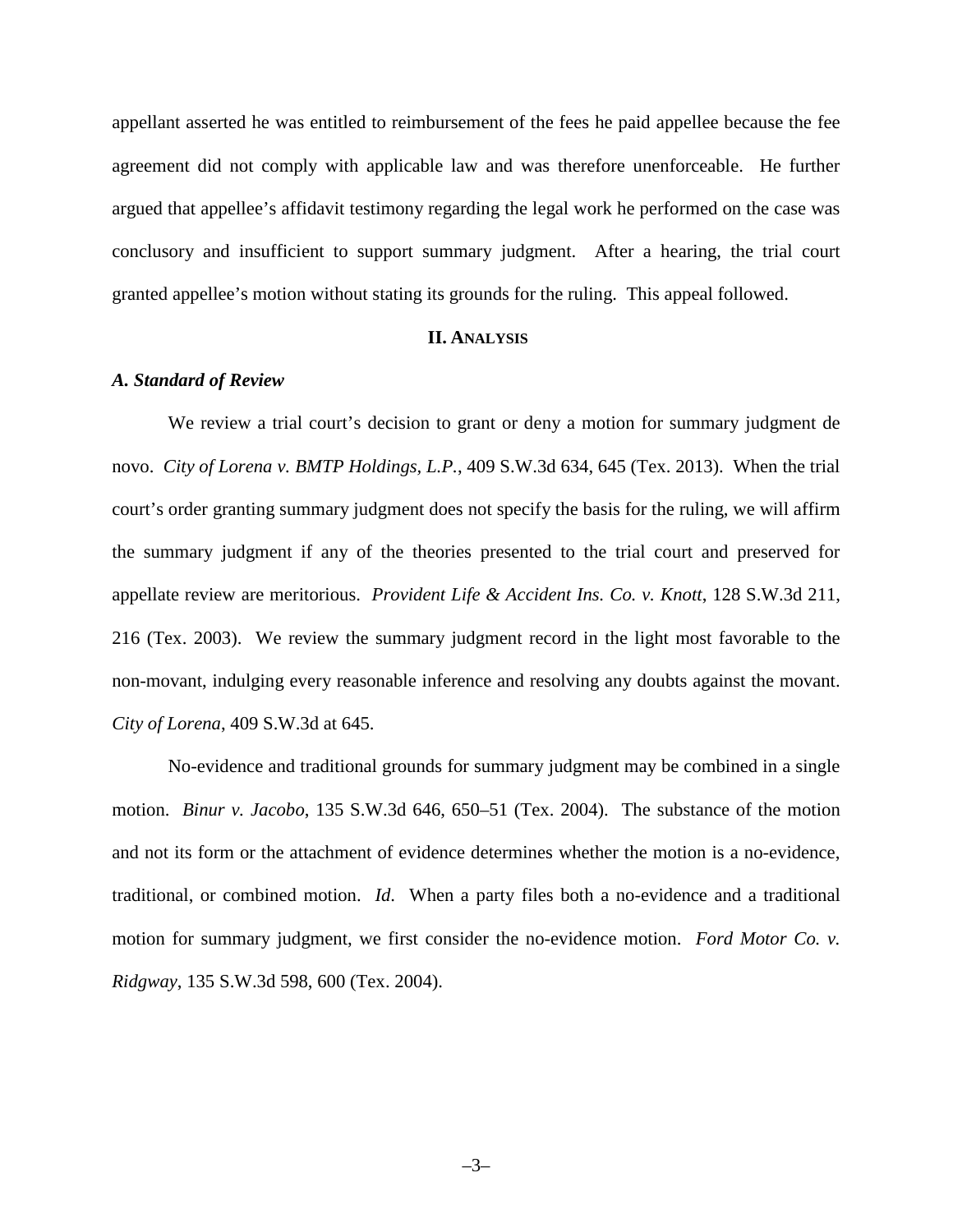appellant asserted he was entitled to reimbursement of the fees he paid appellee because the fee agreement did not comply with applicable law and was therefore unenforceable. He further argued that appellee's affidavit testimony regarding the legal work he performed on the case was conclusory and insufficient to support summary judgment. After a hearing, the trial court granted appellee's motion without stating its grounds for the ruling. This appeal followed.

## II. ANALYSIS

### *A. Standard of Review*

We review a trial court's decision to grant or deny a motion for summary judgment de novo. *City of Lorena v. BMTP Holdings, L.P.*, 409 S.W.3d 634, 645 (Tex. 2013). When the trial court's order granting summary judgment does not specify the basis for the ruling, we will affirm the summary judgment if any of the theories presented to the trial court and preserved for appellate review are meritorious. *Provident Life & Accident Ins. Co. v. Knott*, 128 S.W.3d 211, 216 (Tex. 2003). We review the summary judgment record in the light most favorable to the non-movant, indulging every reasonable inference and resolving any doubts against the movant. *City of Lorena*, 409 S.W.3d at 645.

No-evidence and traditional grounds for summary judgment may be combined in a single motion. *Binur v. Jacobo*, 135 S.W.3d 646, 650–51 (Tex. 2004). The substance of the motion and not its form or the attachment of evidence determines whether the motion is a no-evidence, traditional, or combined motion. *Id*. When a party files both a no-evidence and a traditional motion for summary judgment, we first consider the no-evidence motion. *Ford Motor Co. v. Ridgway*, 135 S.W.3d 598, 600 (Tex. 2004).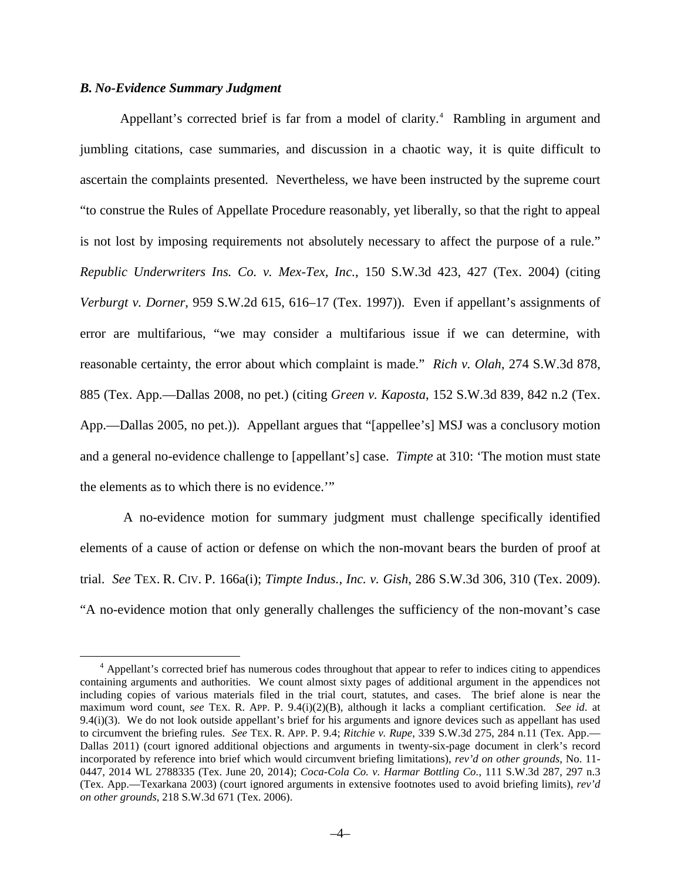### *B. No-Evidence Summary Judgment*

Appellant's corrected brief is far from a model of clarity.[4] Rambling in argument and jumbling citations, case summaries, and discussion in a chaotic way, it is quite difficult to ascertain the complaints presented. Nevertheless, we have been instructed by the supreme court "to construe the Rules of Appellate Procedure reasonably, yet liberally, so that the right to appeal is not lost by imposing requirements not absolutely necessary to affect the purpose of a rule." *Republic Underwriters Ins. Co. v. Mex-Tex, Inc.*, 150 S.W.3d 423, 427 (Tex. 2004) (citing *Verburgt v. Dorner*, 959 S.W.2d 615, 616–17 (Tex. 1997)). Even if appellant's assignments of error are multifarious, "we may consider a multifarious issue if we can determine, with reasonable certainty, the error about which complaint is made." *Rich v. Olah*, 274 S.W.3d 878, 885 (Tex. App.—Dallas 2008, no pet.) (citing *Green v. Kaposta*, 152 S.W.3d 839, 842 n.2 (Tex. App.—Dallas 2005, no pet.)). Appellant argues that "[appellee's] MSJ was a conclusory motion and a general no-evidence challenge to [appellant's] case. *Timpte* at 310: 'The motion must state the elements as to which there is no evidence.'"

A no-evidence motion for summary judgment must challenge specifically identified elements of a cause of action or defense on which the non-movant bears the burden of proof at trial. *See* TEX. R. CIV. P. 166a(i); *Timpte Indus., Inc. v. Gish*, 286 S.W.3d 306, 310 (Tex. 2009). "A no-evidence motion that only generally challenges the sufficiency of the non-movant's case

---

[4] Appellant's corrected brief has numerous codes throughout that appear to refer to indices citing to appendices containing arguments and authorities. We count almost sixty pages of additional argument in the appendices not including copies of various materials filed in the trial court, statutes, and cases. The brief alone is near the maximum word count, *see* TEX. R. APP. P. 9.4(i)(2)(B), although it lacks a compliant certification. *See id*. at 9.4(i)(3). We do not look outside appellant's brief for his arguments and ignore devices such as appellant has used to circumvent the briefing rules. *See* TEX. R. APP. P. 9.4; *Ritchie v. Rupe*, 339 S.W.3d 275, 284 n.11 (Tex. App.—Dallas 2011) (court ignored additional objections and arguments in twenty-six-page document in clerk's record incorporated by reference into brief which would circumvent briefing limitations), *rev'd on other grounds*, No. 11-0447, 2014 WL 2788335 (Tex. June 20, 2014); *Coca-Cola Co. v. Harmar Bottling Co.*, 111 S.W.3d 287, 297 n.3 (Tex. App.—Texarkana 2003) (court ignored arguments in extensive footnotes used to avoid briefing limits), *rev'd on other grounds*, 218 S.W.3d 671 (Tex. 2006).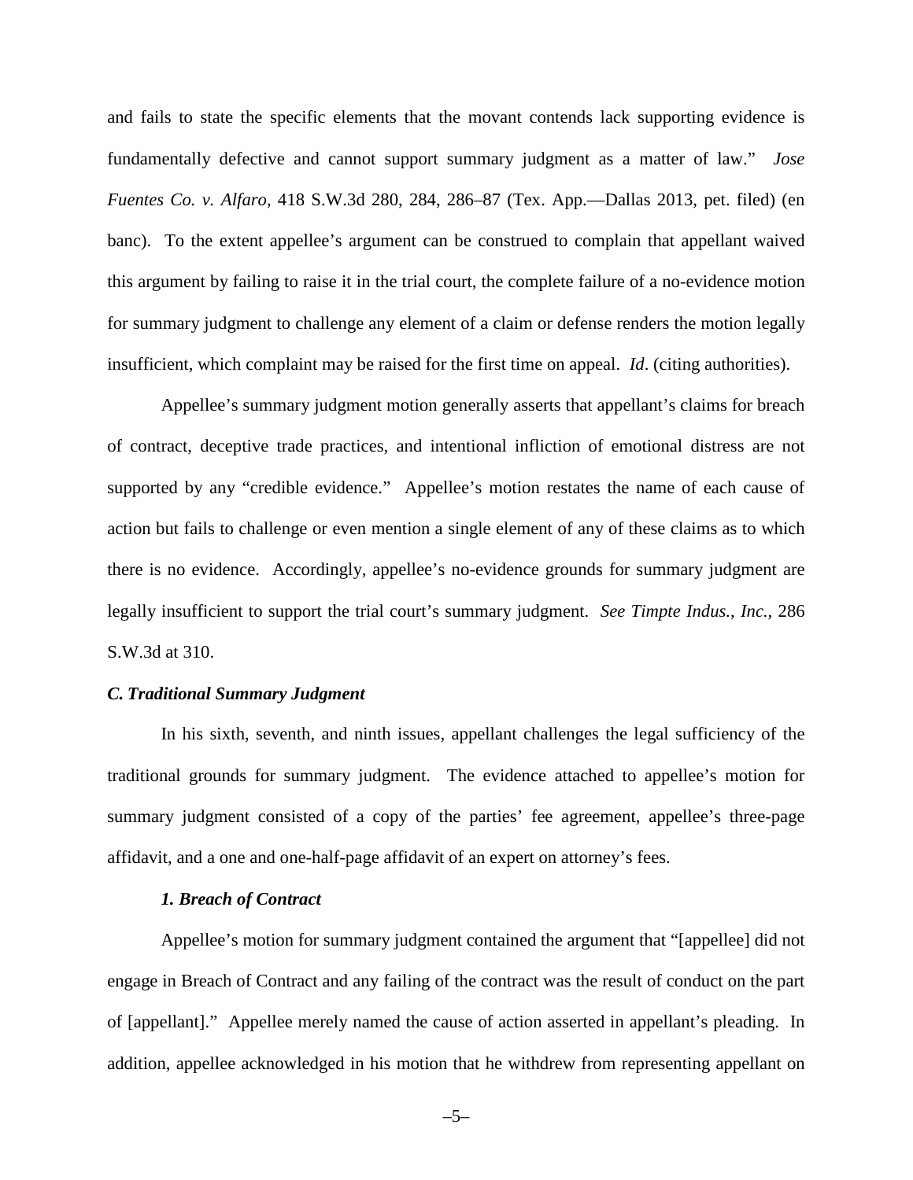and fails to state the specific elements that the movant contends lack supporting evidence is fundamentally defective and cannot support summary judgment as a matter of law." *Jose Fuentes Co. v. Alfaro*, 418 S.W.3d 280, 284, 286–87 (Tex. App.—Dallas 2013, pet. filed) (en banc). To the extent appellee's argument can be construed to complain that appellant waived this argument by failing to raise it in the trial court, the complete failure of a no-evidence motion for summary judgment to challenge any element of a claim or defense renders the motion legally insufficient, which complaint may be raised for the first time on appeal. *Id*. (citing authorities).

Appellee's summary judgment motion generally asserts that appellant's claims for breach of contract, deceptive trade practices, and intentional infliction of emotional distress are not supported by any "credible evidence." Appellee's motion restates the name of each cause of action but fails to challenge or even mention a single element of any of these claims as to which there is no evidence. Accordingly, appellee's no-evidence grounds for summary judgment are legally insufficient to support the trial court's summary judgment. *See Timpte Indus., Inc.*, 286 S.W.3d at 310.

### *C. Traditional Summary Judgment*

In his sixth, seventh, and ninth issues, appellant challenges the legal sufficiency of the traditional grounds for summary judgment. The evidence attached to appellee's motion for summary judgment consisted of a copy of the parties' fee agreement, appellee's three-page affidavit, and a one and one-half-page affidavit of an expert on attorney's fees.

#### *1. Breach of Contract*

Appellee's motion for summary judgment contained the argument that "[appellee] did not engage in Breach of Contract and any failing of the contract was the result of conduct on the part of [appellant]." Appellee merely named the cause of action asserted in appellant's pleading. In addition, appellee acknowledged in his motion that he withdrew from representing appellant on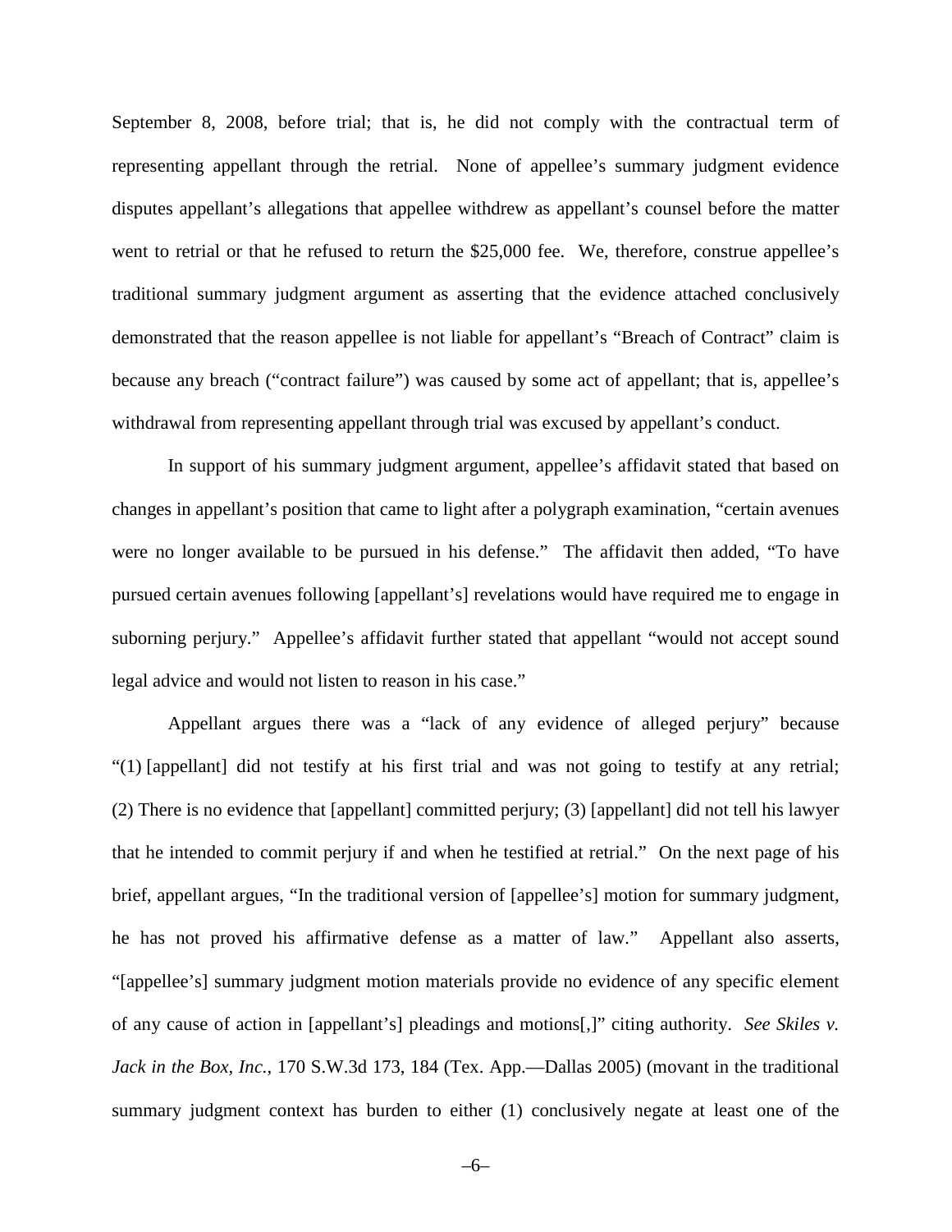September 8, 2008, before trial; that is, he did not comply with the contractual term of representing appellant through the retrial. None of appellee's summary judgment evidence disputes appellant's allegations that appellee withdrew as appellant's counsel before the matter went to retrial or that he refused to return the $25,000 fee. We, therefore, construe appellee's traditional summary judgment argument as asserting that the evidence attached conclusively demonstrated that the reason appellee is not liable for appellant's "Breach of Contract" claim is because any breach ("contract failure") was caused by some act of appellant; that is, appellee's withdrawal from representing appellant through trial was excused by appellant's conduct.

In support of his summary judgment argument, appellee's affidavit stated that based on changes in appellant's position that came to light after a polygraph examination, "certain avenues were no longer available to be pursued in his defense." The affidavit then added, "To have pursued certain avenues following [appellant's] revelations would have required me to engage in suborning perjury." Appellee's affidavit further stated that appellant "would not accept sound legal advice and would not listen to reason in his case."

Appellant argues there was a "lack of any evidence of alleged perjury" because "(1) [appellant] did not testify at his first trial and was not going to testify at any retrial; (2) There is no evidence that [appellant] committed perjury; (3) [appellant] did not tell his lawyer that he intended to commit perjury if and when he testified at retrial." On the next page of his brief, appellant argues, "In the traditional version of [appellee's] motion for summary judgment, he has not proved his affirmative defense as a matter of law." Appellant also asserts, "[appellee's] summary judgment motion materials provide no evidence of any specific element of any cause of action in [appellant's] pleadings and motions[,]" citing authority. *See Skiles v. Jack in the Box, Inc.*, 170 S.W.3d 173, 184 (Tex. App.—Dallas 2005) (movant in the traditional summary judgment context has burden to either (1) conclusively negate at least one of the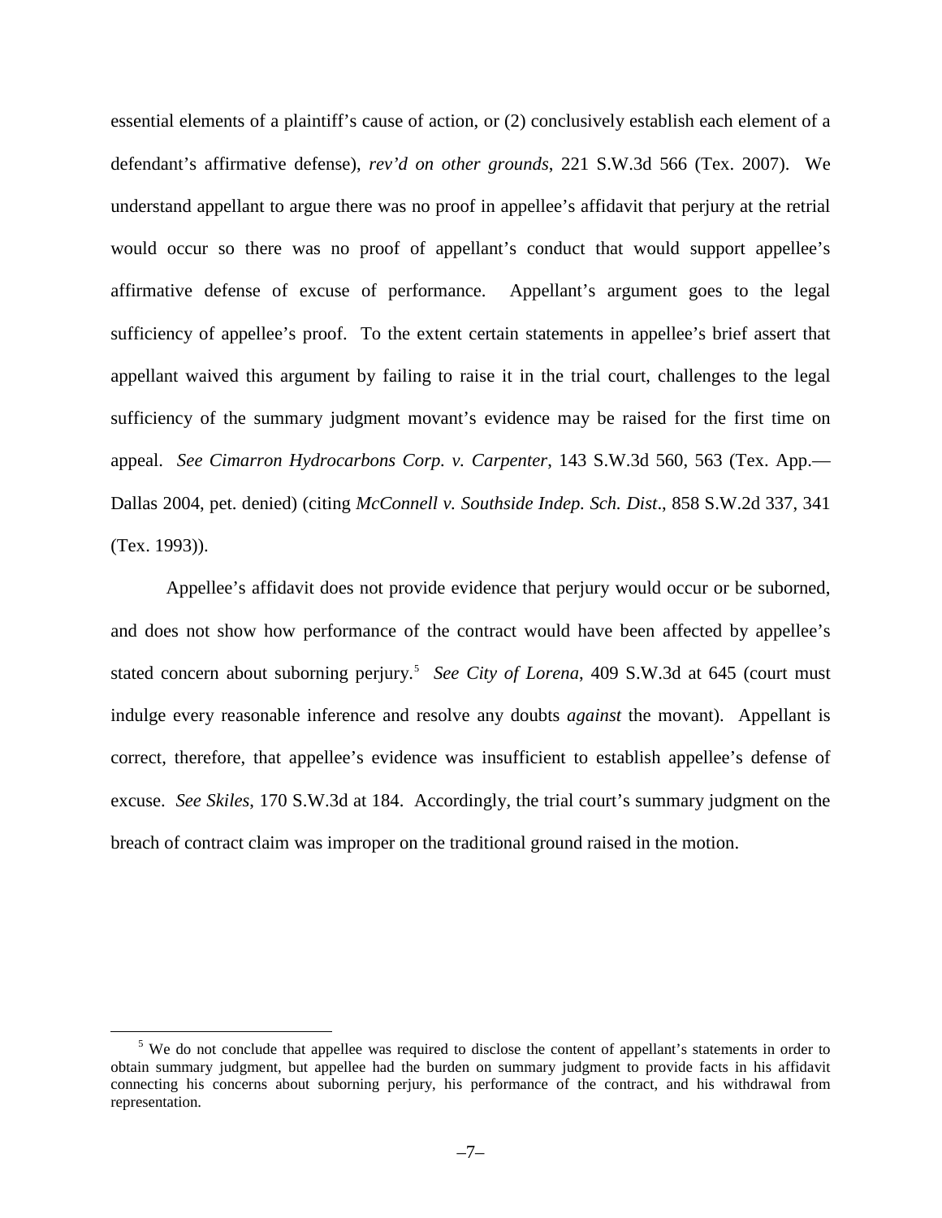essential elements of a plaintiff's cause of action, or (2) conclusively establish each element of a defendant's affirmative defense), *rev'd on other grounds*, 221 S.W.3d 566 (Tex. 2007). We understand appellant to argue there was no proof in appellee's affidavit that perjury at the retrial would occur so there was no proof of appellant's conduct that would support appellee's affirmative defense of excuse of performance. Appellant's argument goes to the legal sufficiency of appellee's proof. To the extent certain statements in appellee's brief assert that appellant waived this argument by failing to raise it in the trial court, challenges to the legal sufficiency of the summary judgment movant's evidence may be raised for the first time on appeal. *See Cimarron Hydrocarbons Corp. v. Carpenter*, 143 S.W.3d 560, 563 (Tex. App.—Dallas 2004, pet. denied) (citing *McConnell v. Southside Indep. Sch. Dist*., 858 S.W.2d 337, 341 (Tex. 1993)).

Appellee's affidavit does not provide evidence that perjury would occur or be suborned, and does not show how performance of the contract would have been affected by appellee's stated concern about suborning perjury.[5] *See City of Lorena*, 409 S.W.3d at 645 (court must indulge every reasonable inference and resolve any doubts *against* the movant). Appellant is correct, therefore, that appellee's evidence was insufficient to establish appellee's defense of excuse. *See Skiles*, 170 S.W.3d at 184. Accordingly, the trial court's summary judgment on the breach of contract claim was improper on the traditional ground raised in the motion.

[5] We do not conclude that appellee was required to disclose the content of appellant's statements in order to obtain summary judgment, but appellee had the burden on summary judgment to provide facts in his affidavit connecting his concerns about suborning perjury, his performance of the contract, and his withdrawal from representation.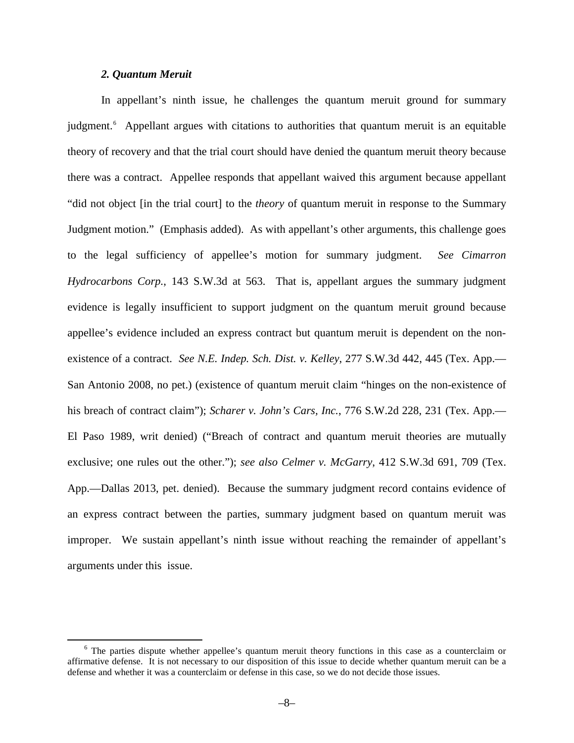### *2. Quantum Meruit*

In appellant's ninth issue, he challenges the quantum meruit ground for summary judgment.[6] Appellant argues with citations to authorities that quantum meruit is an equitable theory of recovery and that the trial court should have denied the quantum meruit theory because there was a contract. Appellee responds that appellant waived this argument because appellant "did not object [in the trial court] to the *theory* of quantum meruit in response to the Summary Judgment motion." (Emphasis added). As with appellant's other arguments, this challenge goes to the legal sufficiency of appellee's motion for summary judgment. *See Cimarron Hydrocarbons Corp.*, 143 S.W.3d at 563. That is, appellant argues the summary judgment evidence is legally insufficient to support judgment on the quantum meruit ground because appellee's evidence included an express contract but quantum meruit is dependent on the non-existence of a contract. *See N.E. Indep. Sch. Dist. v. Kelley*, 277 S.W.3d 442, 445 (Tex. App.—San Antonio 2008, no pet.) (existence of quantum meruit claim "hinges on the non-existence of his breach of contract claim"); *Scharer v. John's Cars, Inc.*, 776 S.W.2d 228, 231 (Tex. App.—El Paso 1989, writ denied) ("Breach of contract and quantum meruit theories are mutually exclusive; one rules out the other."); *see also Celmer v. McGarry*, 412 S.W.3d 691, 709 (Tex. App.—Dallas 2013, pet. denied). Because the summary judgment record contains evidence of an express contract between the parties, summary judgment based on quantum meruit was improper. We sustain appellant's ninth issue without reaching the remainder of appellant's arguments under this issue.

---

[6] The parties dispute whether appellee's quantum meruit theory functions in this case as a counterclaim or affirmative defense. It is not necessary to our disposition of this issue to decide whether quantum meruit can be a defense and whether it was a counterclaim or defense in this case, so we do not decide those issues.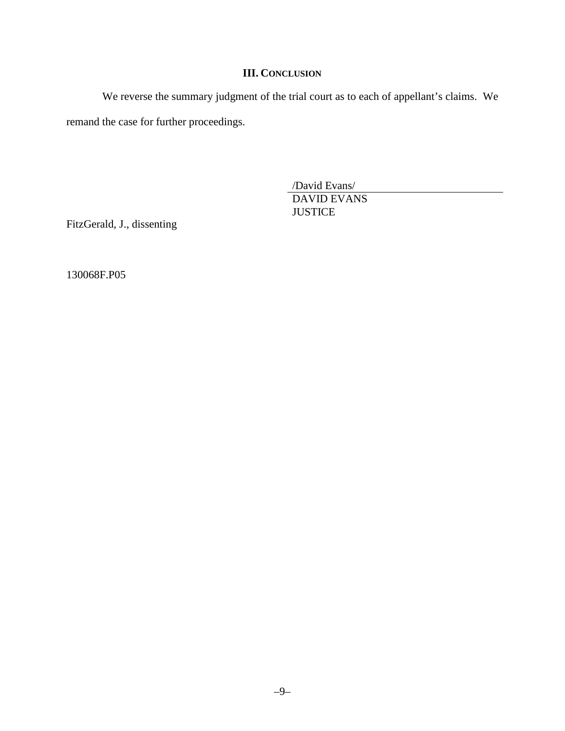## III. CONCLUSION

We reverse the summary judgment of the trial court as to each of appellant's claims. We remand the case for further proceedings.

/David Evans/
DAVID EVANS
JUSTICE

FitzGerald, J., dissenting

130068F.P05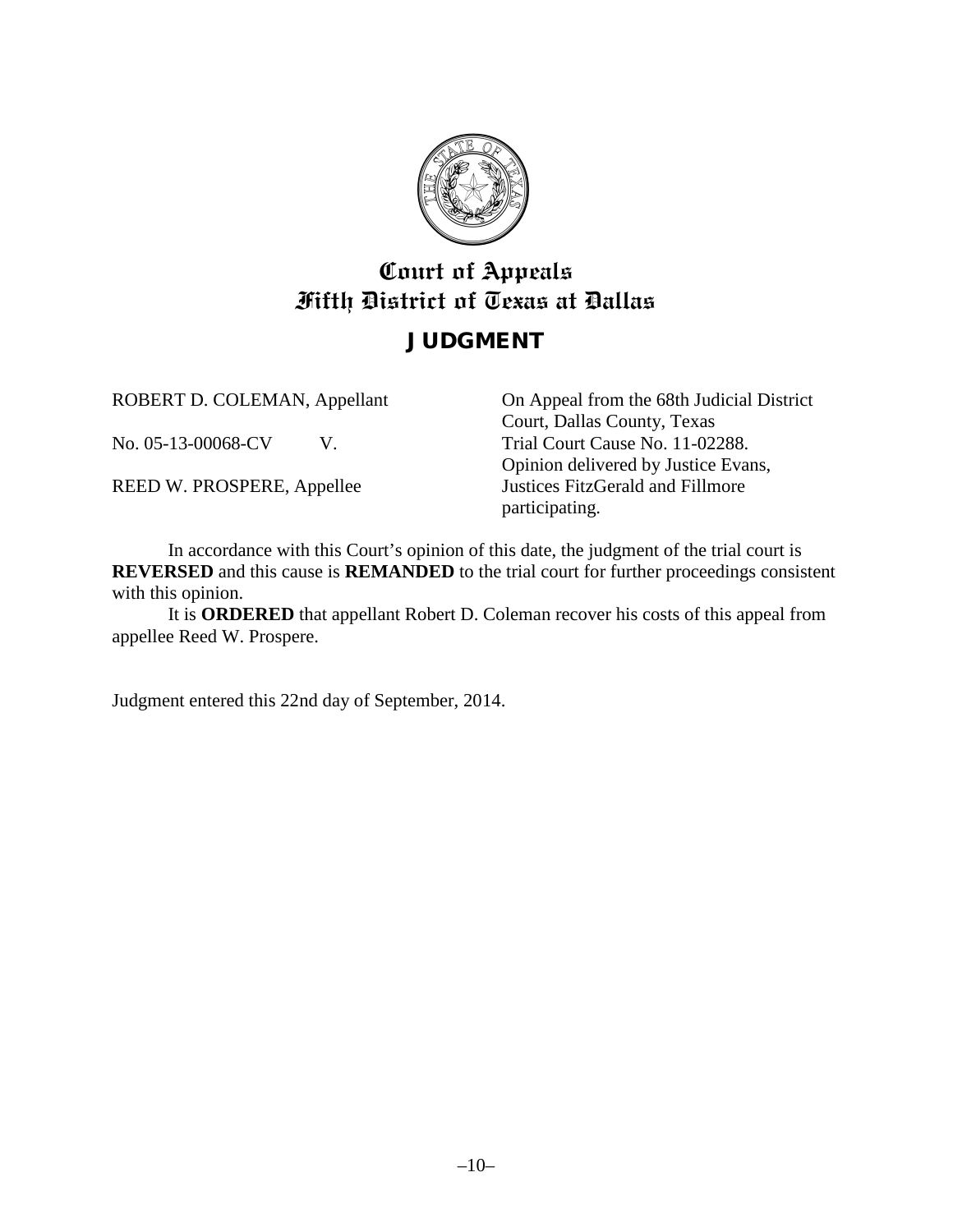# Court of Appeals
# Fifth District of Texas at Dallas

## JUDGMENT

| | |
|---|---|
| ROBERT D. COLEMAN, Appellant | On Appeal from the 68th Judicial District Court, Dallas County, Texas |
| No. 05-13-00068-CV V. | Trial Court Cause No. 11-02288. Opinion delivered by Justice Evans, |
| REED W. PROSPERE, Appellee | Justices FitzGerald and Fillmore participating. |

In accordance with this Court's opinion of this date, the judgment of the trial court is **REVERSED** and this cause is **REMANDED** to the trial court for further proceedings consistent with this opinion.

It is **ORDERED** that appellant Robert D. Coleman recover his costs of this appeal from appellee Reed W. Prospere.

Judgment entered this 22nd day of September, 2014.